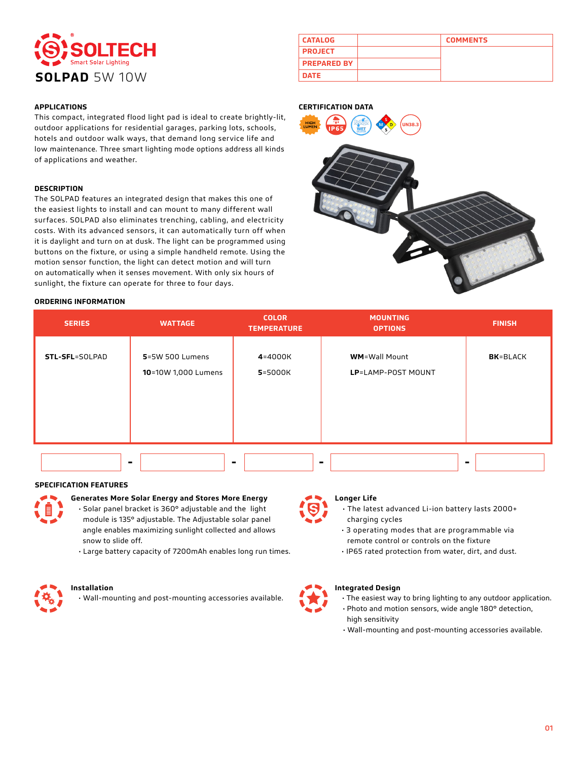# SOLTECH
Smart Solar Lighting

## SOLPAD 5W 10W

| CATALOG | | COMMENTS |
|---|---|---|
| PROJECT | | |
| PREPARED BY | | |
| DATE | | |

### APPLICATIONS

This compact, integrated flood light pad is ideal to create brightly-lit, outdoor applications for residential garages, parking lots, schools, hotels and outdoor walk ways, that demand long service life and low maintenance. Three smart lighting mode options address all kinds of applications and weather.

### DESCRIPTION

The SOLPAD features an integrated design that makes this one of the easiest lights to install and can mount to many different wall surfaces. SOLPAD also eliminates trenching, cabling, and electricity costs. With its advanced sensors, it can automatically turn off when it is daylight and turn on at dusk. The light can be programmed using buttons on the fixture, or using a simple handheld remote. Using the motion sensor function, the light can detect motion and will turn on automatically when it senses movement. With only six hours of sunlight, the fixture can operate for three to four days.

### CERTIFICATION DATA

HIGH LUMEN, IP65, WET, UN38.3

### ORDERING INFORMATION

| SERIES | WATTAGE | COLOR TEMPERATURE | MOUNTING OPTIONS | FINISH |
|---|---|---|---|---|
| **STL-SFL**=SOLPAD | **5**=5W 500 Lumens<br>**10**=10W 1,000 Lumens | **4**=4000K<br>**5**=5000K | **WM**=Wall Mount<br>**LP**=LAMP-POST MOUNT | **BK**=BLACK |

| | - | | - | | - | | - | |
|---|---|---|---|---|---|---|---|---|

### SPECIFICATION FEATURES

**Generates More Solar Energy and Stores More Energy**

- Solar panel bracket is 360° adjustable and the light module is 135° adjustable. The Adjustable solar panel angle enables maximizing sunlight collected and allows snow to slide off.
- Large battery capacity of 7200mAh enables long run times.

**Longer Life**

- The latest advanced Li-ion battery lasts 2000+ charging cycles
- 3 operating modes that are programmable via remote control or controls on the fixture
- IP65 rated protection from water, dirt, and dust.

**Installation**

- Wall-mounting and post-mounting accessories available.

**Integrated Design**

- The easiest way to bring lighting to any outdoor application.
- Photo and motion sensors, wide angle 180° detection, high sensitivity
- Wall-mounting and post-mounting accessories available.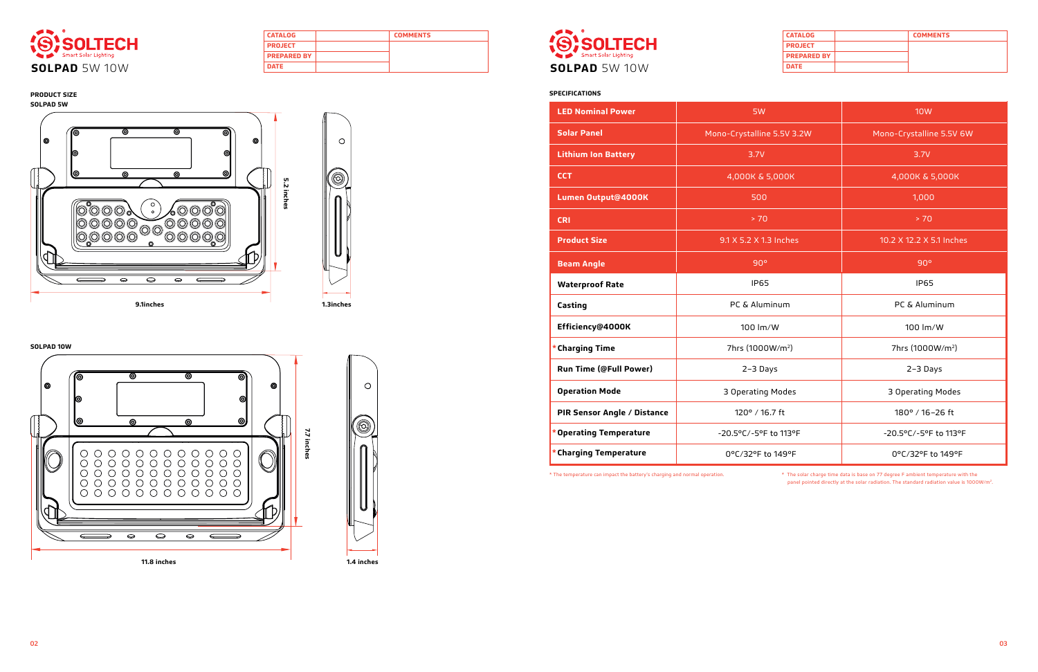# SOLTECH

Smart Solar Lighting

## SOLPAD 5W 10W

| CATALOG | | COMMENTS |
|---|---|---|
| PROJECT | | |
| PREPARED BY | | |
| DATE | | |

### PRODUCT SIZE

**SOLPAD 5W**

5.2 inches

9.1inches

1.3inches

**SOLPAD 10W**

7.7 inches

11.8 inches

1.4 inches

# SOLTECH

Smart Solar Lighting

## SOLPAD 5W 10W

| CATALOG | | COMMENTS |
|---|---|---|
| PROJECT | | |
| PREPARED BY | | |
| DATE | | |

### SPECIFICATIONS

| | 5W | 10W |
|---|---|---|
| LED Nominal Power | 5W | 10W |
| Solar Panel | Mono-Crystalline 5.5V 3.2W | Mono-Crystalline 5.5V 6W |
| Lithium Ion Battery | 3.7V | 3.7V |
| CCT | 4,000K & 5,000K | 4,000K & 5,000K |
| Lumen Output@4000K | 500 | 1,000 |
| CRI | > 70 | > 70 |
| Product Size | 9.1 X 5.2 X 1.3 Inches | 10.2 X 12.2 X 5.1 Inches |
| Beam Angle | 90° | 90° |
| Waterproof Rate | IP65 | IP65 |
| Casting | PC & Aluminum | PC & Aluminum |
| Efficiency@4000K | 100 lm/W | 100 lm/W |
| *Charging Time | 7hrs (1000W/m²) | 7hrs (1000W/m²) |
| Run Time (@Full Power) | 2–3 Days | 2–3 Days |
| Operation Mode | 3 Operating Modes | 3 Operating Modes |
| PIR Sensor Angle / Distance | 120° / 16.7 ft | 180° / 16–26 ft |
| *Operating Temperature | -20.5°C/-5°F to 113°F | -20.5°C/-5°F to 113°F |
| *Charging Temperature | 0°C/32°F to 149°F | 0°C/32°F to 149°F |

* The temperature can impact the battery's charging and normal operation.

* The solar charge time data is base on 77 degree F ambient temperature with the panel pointed directly at the solar radiation. The standard radiation value is 1000W/m².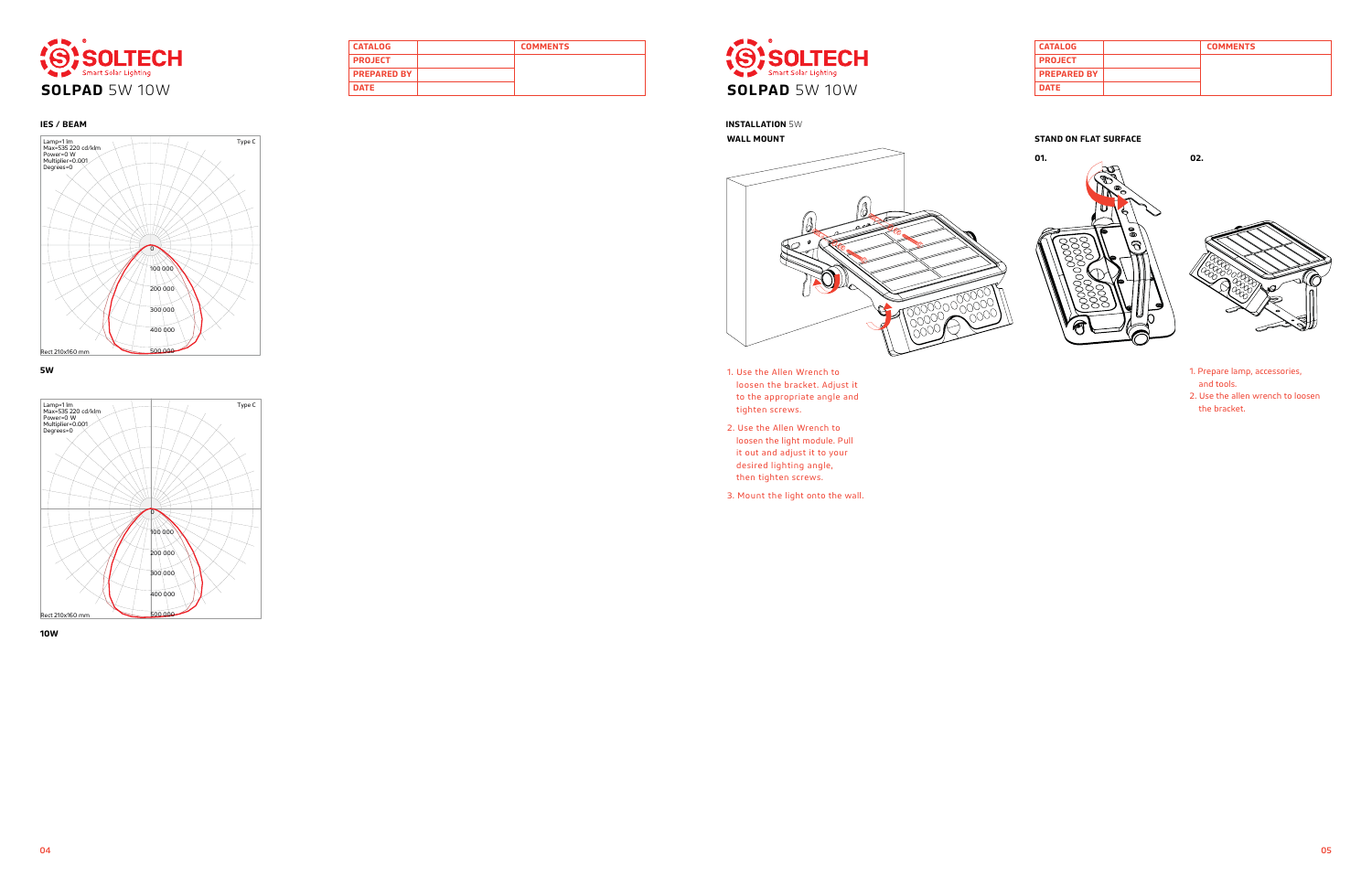# SOLPAD 5W 10W

| CATALOG | | COMMENTS |
|---|---|---|
| PROJECT | | |
| PREPARED BY | | |
| DATE | | |

## IES / BEAM

Lamp=1 lm
Max=535 220 cd/klm
Power=0 W
Multiplier=0.001
Degrees=0

Type C

0
100 000
200 000
300 000
400 000
500 000

Rect 210x160 mm

**5W**

Lamp=1 lm
Max=535 220 cd/klm
Power=0 W
Multiplier=0.001
Degrees=0

Type C

0
100 000
200 000
300 000
400 000
500 000

Rect 210x160 mm

**10W**

# SOLPAD 5W 10W

| CATALOG | | COMMENTS |
|---|---|---|
| PROJECT | | |
| PREPARED BY | | |
| DATE | | |

## INSTALLATION 5W

### WALL MOUNT

1. Use the Allen Wrench to loosen the bracket. Adjust it to the appropriate angle and tighten screws.
2. Use the Allen Wrench to loosen the light module. Pull it out and adjust it to your desired lighting angle, then tighten screws.
3. Mount the light onto the wall.

### STAND ON FLAT SURFACE

**01.**

**02.**

1. Prepare lamp, accessories, and tools.
2. Use the allen wrench to loosen the bracket.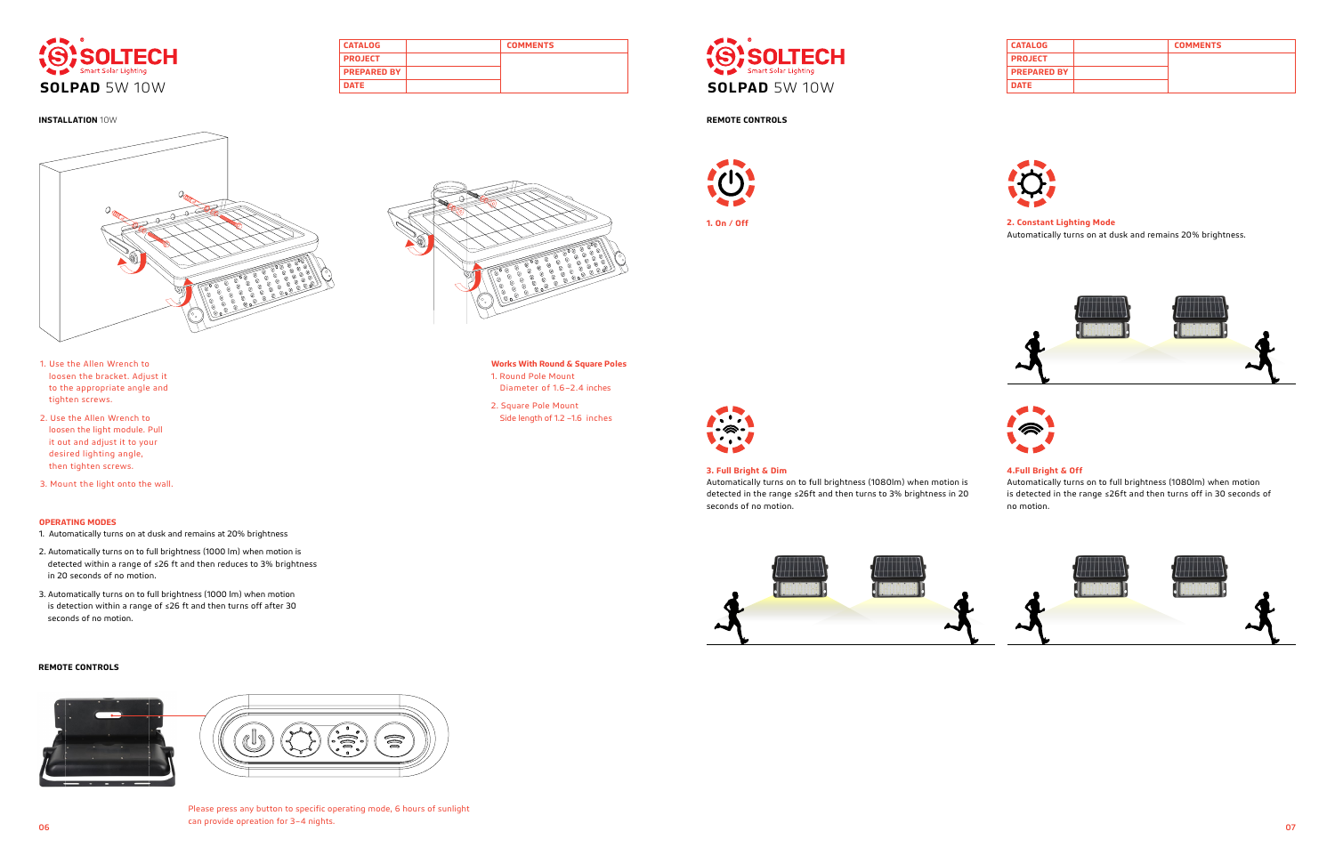# SOLPAD 5W 10W

| CATALOG | | COMMENTS |
|---|---|---|
| PROJECT | | |
| PREPARED BY | | |
| DATE | | |

**INSTALLATION** 10W

1. Use the Allen Wrench to loosen the bracket. Adjust it to the appropriate angle and tighten screws.
2. Use the Allen Wrench to loosen the light module. Pull it out and adjust to your desired lighting angle, then tighten screws.
3. Mount the light onto the wall.

**Works With Round & Square Poles**

1. Round Pole Mount
   Diameter of 1.6–2.4 inches
2. Square Pole Mount
   Side length of 1.2 –1.6 inches

**OPERATING MODES**

1. Automatically turns on at dusk and remains at 20% brightness
2. Automatically turns on to full brightness (1000 lm) when motion is detected within a range of ≤26 ft and then reduces to 3% brightness in 20 seconds of no motion.
3. Automatically turns on to full brightness (1000 lm) when motion is detection within a range of ≤26 ft and then turns off after 30 seconds of no motion.

**REMOTE CONTROLS**

Please press any button to specific operating mode, 6 hours of sunlight can provide opreation for 3–4 nights.

# SOLPAD 5W 10W

| CATALOG | | COMMENTS |
|---|---|---|
| PROJECT | | |
| PREPARED BY | | |
| DATE | | |

**REMOTE CONTROLS**

**1. On / Off**

**2. Constant Lighting Mode**
Automatically turns on at dusk and remains 20% brightness.

**3. Full Bright & Dim**
Automatically turns on to full brightness (1080lm) when motion is detected in the range ≤26ft and then turns to 3% brightness in 20 seconds of no motion.

**4.Full Bright & Off**
Automatically turns on to full brightness (1080lm) when motion is detected in the range ≤26ft and then turns off in 30 seconds of no motion.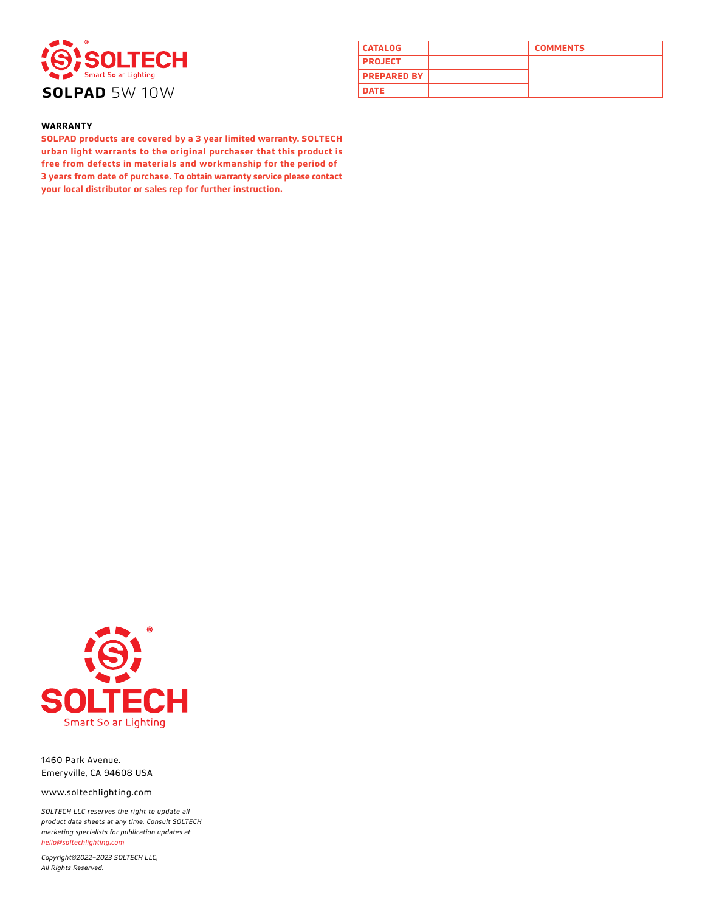# SOLTECH

Smart Solar Lighting

## SOLPAD 5W 10W

| | | |
|---|---|---|
| **CATALOG** | | **COMMENTS** |
| **PROJECT** | | |
| **PREPARED BY** | | |
| **DATE** | | |

**WARRANTY**

**SOLPAD products are covered by a 3 year limited warranty. SOLTECH urban light warrants to the original purchaser that this product is free from defects in materials and workmanship for the period of 3 years from date of purchase. To obtain warranty service please contact your local distributor or sales rep for further instruction.**

SOLTECH®

Smart Solar Lighting

1460 Park Avenue.
Emeryville, CA 94608 USA

www.soltechlighting.com

*SOLTECH LLC reserves the right to update all product data sheets at any time. Consult SOLTECH marketing specialists for publication updates at hello@soltechlighting.com*

*Copyright©2022–2023 SOLTECH LLC, All Rights Reserved.*